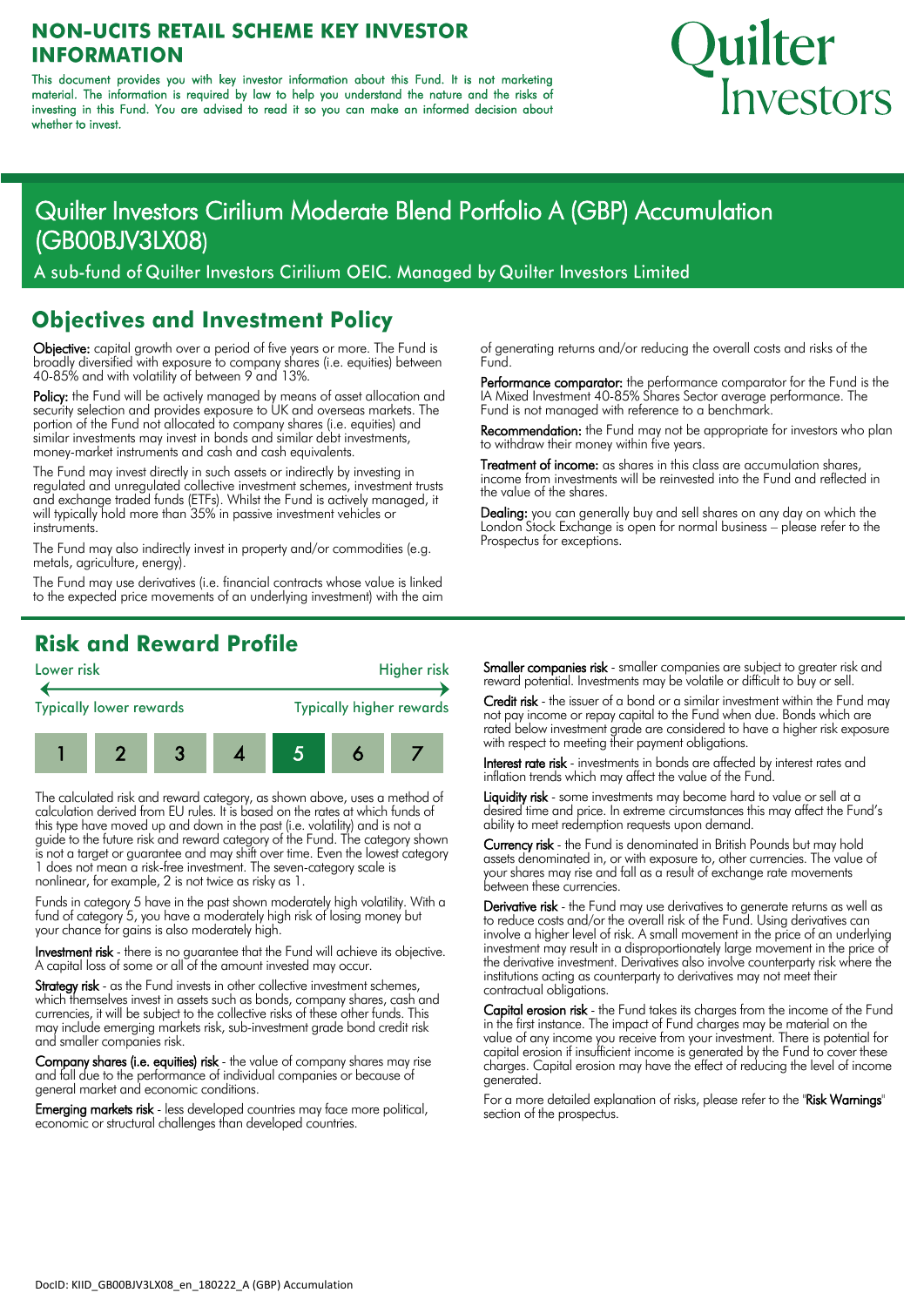# NON-UCITS RETAIL SCHEME KEY INVESTOR INFORMATION

This document provides you with key investor information about this Fund. It is not marketing material. The information is required by law to help you understand the nature and the risks of investing in this Fund. You are advised to read it so you can make an informed decision about whether to invest.

Quilter Investors

# Quilter Investors Cirilium Moderate Blend Portfolio A (GBP) Accumulation (GB00BJV3LX08)

A sub-fund of Quilter Investors Cirilium OEIC. Managed by Quilter Investors Limited

## Objectives and Investment Policy

**Objective:** capital growth over a period of five years or more. The Fund is broadly diversified with exposure to company shares (i.e. equities) between 40-85% and with volatility of between 9 and 13%.

**Policy:** the Fund will be actively managed by means of asset allocation and security selection and provides exposure to UK and overseas markets. The portion of the Fund not allocated to company shares (i.e. equities) and similar investments may invest in bonds and similar debt investments, money-market instruments and cash and cash equivalents.

The Fund may invest directly in such assets or indirectly by investing in regulated and unregulated collective investment schemes, investment trusts and exchange traded funds (ETFs). Whilst the Fund is actively managed, it will typically hold more than 35% in passive investment vehicles or instruments.

The Fund may also indirectly invest in property and/or commodities (e.g. metals, agriculture, energy).

The Fund may use derivatives (i.e. financial contracts whose value is linked to the expected price movements of an underlying investment) with the aim of generating returns and/or reducing the overall costs and risks of the Fund.

**Performance comparator:** the performance comparator for the Fund is the IA Mixed Investment 40-85% Shares Sector average performance. The Fund is not managed with reference to a benchmark.

**Recommendation:** the Fund may not be appropriate for investors who plan to withdraw their money within five years.

**Treatment of income:** as shares in this class are accumulation shares, income from investments will be reinvested into the Fund and reflected in the value of the shares.

**Dealing:** you can generally buy and sell shares on any day on which the London Stock Exchange is open for normal business – please refer to the Prospectus for exceptions.

## Risk and Reward Profile

Lower risk — Higher risk

Typically lower rewards — Typically higher rewards

| 1 | 2 | 3 | 4 | **5** | 6 | 7 |
|---|---|---|---|---|---|---|

The calculated risk and reward category, as shown above, uses a method of calculation derived from EU rules. It is based on the rates at which funds of this type have moved up and down in the past (i.e. volatility) and is not a guide to the future risk and reward category of the Fund. The category shown is not a target or guarantee and may shift over time. Even the lowest category 1 does not mean a risk-free investment. The seven-category scale is nonlinear, for example, 2 is not twice as risky as 1.

Funds in category 5 have in the past shown moderately high volatility. With a fund of category 5, you have a moderately high risk of losing money but your chance for gains is also moderately high.

**Investment risk** - there is no guarantee that the Fund will achieve its objective. A capital loss of some or all of the amount invested may occur.

**Strategy risk** - as the Fund invests in other collective investment schemes, which themselves invest in assets such as bonds, company shares, cash and currencies, it will be subject to the collective risks of these other funds. This may include emerging markets risk, sub-investment grade bond credit risk and smaller companies risk.

**Company shares (i.e. equities) risk** - the value of company shares may rise and fall due to the performance of individual companies or because of general market and economic conditions.

**Emerging markets risk** - less developed countries may face more political, economic or structural challenges than developed countries.

**Smaller companies risk** - smaller companies are subject to greater risk and reward potential. Investments may be volatile or difficult to buy or sell.

**Credit risk** - the issuer of a bond or a similar investment within the Fund may not pay income or repay capital to the Fund when due. Bonds which are rated below investment grade are considered to have a higher risk exposure with respect to meeting their payment obligations.

**Interest rate risk** - investments in bonds are affected by interest rates and inflation trends which may affect the value of the Fund.

**Liquidity risk** - some investments may become hard to value or sell at a desired time and price. In extreme circumstances this may affect the Fund's ability to meet redemption requests upon demand.

**Currency risk** - the Fund is denominated in British Pounds but may hold assets denominated in, or with exposure to, other currencies. The value of your shares may rise and fall as a result of exchange rate movements between these currencies.

**Derivative risk** - the Fund may use derivatives to generate returns as well as to reduce costs and/or the overall risk of the Fund. Using derivatives can involve a higher level of risk. A small movement in the price of an underlying investment may result in a disproportionately large movement in the price of the derivative investment. Derivatives also involve counterparty risk where the institutions acting as counterparty to derivatives may not meet their contractual obligations.

**Capital erosion risk** - the Fund takes its charges from the income of the Fund in the first instance. The impact of Fund charges may be material on the value of any income you receive from your investment. There is potential for capital erosion if insufficient income is generated by the Fund to cover these charges. Capital erosion may have the effect of reducing the level of income generated.

For a more detailed explanation of risks, please refer to the "**Risk Warnings**" section of the prospectus.

DocID: KIID_GB00BJV3LX08_en_180222_A (GBP) Accumulation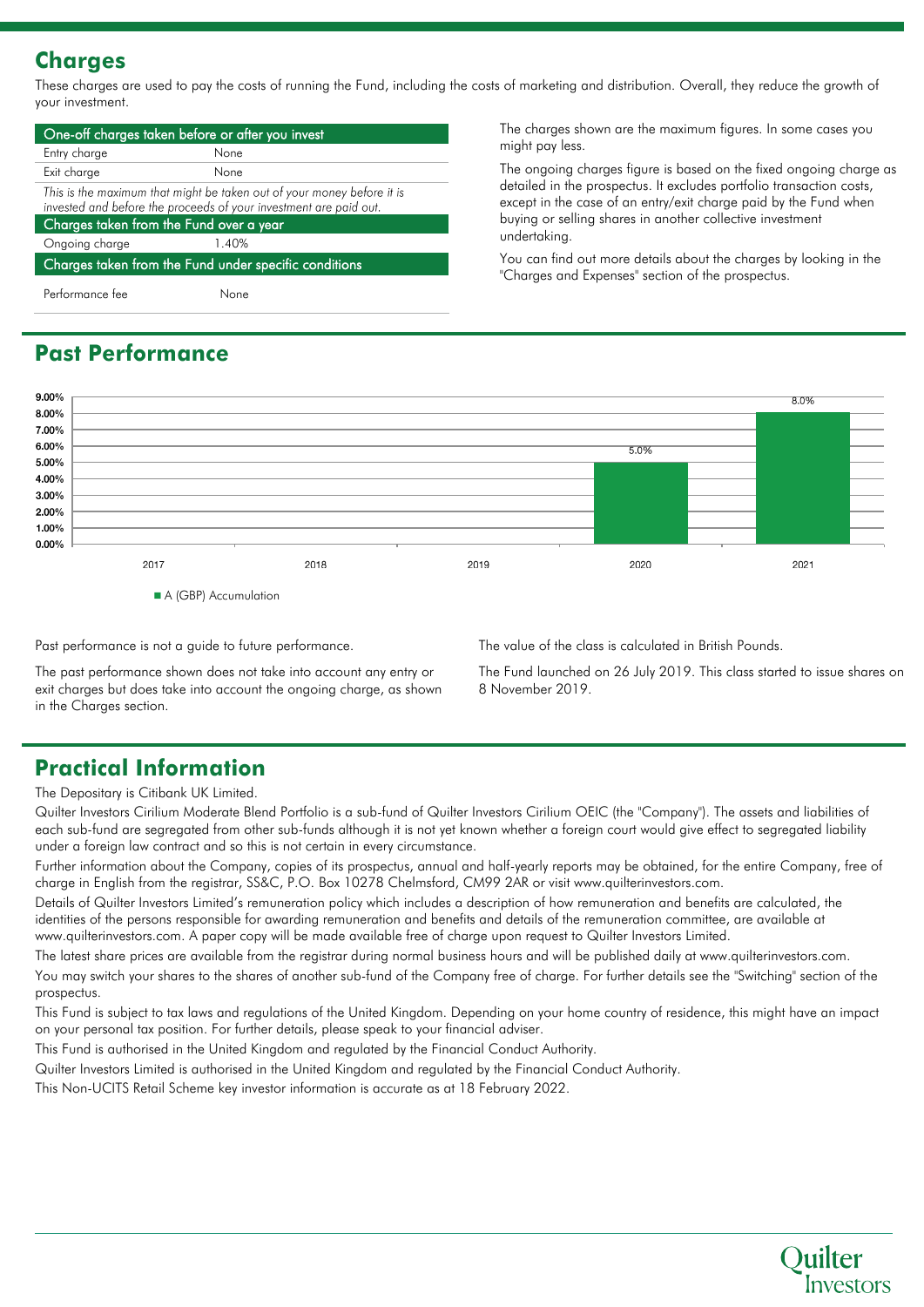## Charges

These charges are used to pay the costs of running the Fund, including the costs of marketing and distribution. Overall, they reduce the growth of your investment.

| One-off charges taken before or after you invest | |
|---|---|
| Entry charge | None |
| Exit charge | None |
| *This is the maximum that might be taken out of your money before it is invested and before the proceeds of your investment are paid out.* | |
| **Charges taken from the Fund over a year** | |
| Ongoing charge | 1.40% |
| **Charges taken from the Fund under specific conditions** | |
| Performance fee | None |

The charges shown are the maximum figures. In some cases you might pay less.

The ongoing charges figure is based on the fixed ongoing charge as detailed in the prospectus. It excludes portfolio transaction costs, except in the case of an entry/exit charge paid by the Fund when buying or selling shares in another collective investment undertaking.

You can find out more details about the charges by looking in the "Charges and Expenses" section of the prospectus.

## Past Performance

9.00%
8.00%
7.00%
6.00%
5.00%
4.00%
3.00%
2.00%
1.00%
0.00%

2017
2018
2019
2020
2021

5.0%
8.0%

A (GBP) Accumulation

Past performance is not a guide to future performance.

The past performance shown does not take into account any entry or exit charges but does take into account the ongoing charge, as shown in the Charges section.

The value of the class is calculated in British Pounds.

The Fund launched on 26 July 2019. This class started to issue shares on 8 November 2019.

## Practical Information

The Depositary is Citibank UK Limited.

Quilter Investors Cirilium Moderate Blend Portfolio is a sub-fund of Quilter Investors Cirilium OEIC (the "Company"). The assets and liabilities of each sub-fund are segregated from other sub-funds although it is not yet known whether a foreign court would give effect to segregated liability under a foreign law contract and so this is not certain in every circumstance.

Further information about the Company, copies of its prospectus, annual and half-yearly reports may be obtained, for the entire Company, free of charge in English from the registrar, SS&C, P.O. Box 10278 Chelmsford, CM99 2AR or visit www.quilterinvestors.com.

Details of Quilter Investors Limited's remuneration policy which includes a description of how remuneration and benefits are calculated, the identities of the persons responsible for awarding remuneration and benefits and details of the remuneration committee, are available at www.quilterinvestors.com. A paper copy will be made available free of charge upon request to Quilter Investors Limited.

The latest share prices are available from the registrar during normal business hours and will be published daily at www.quilterinvestors.com.

You may switch your shares to the shares of another sub-fund of the Company free of charge. For further details see the "Switching" section of the prospectus.

This Fund is subject to tax laws and regulations of the United Kingdom. Depending on your home country of residence, this might have an impact on your personal tax position. For further details, please speak to your financial adviser.

This Fund is authorised in the United Kingdom and regulated by the Financial Conduct Authority.

Quilter Investors Limited is authorised in the United Kingdom and regulated by the Financial Conduct Authority.

This Non-UCITS Retail Scheme key investor information is accurate as at 18 February 2022.

Quilter Investors